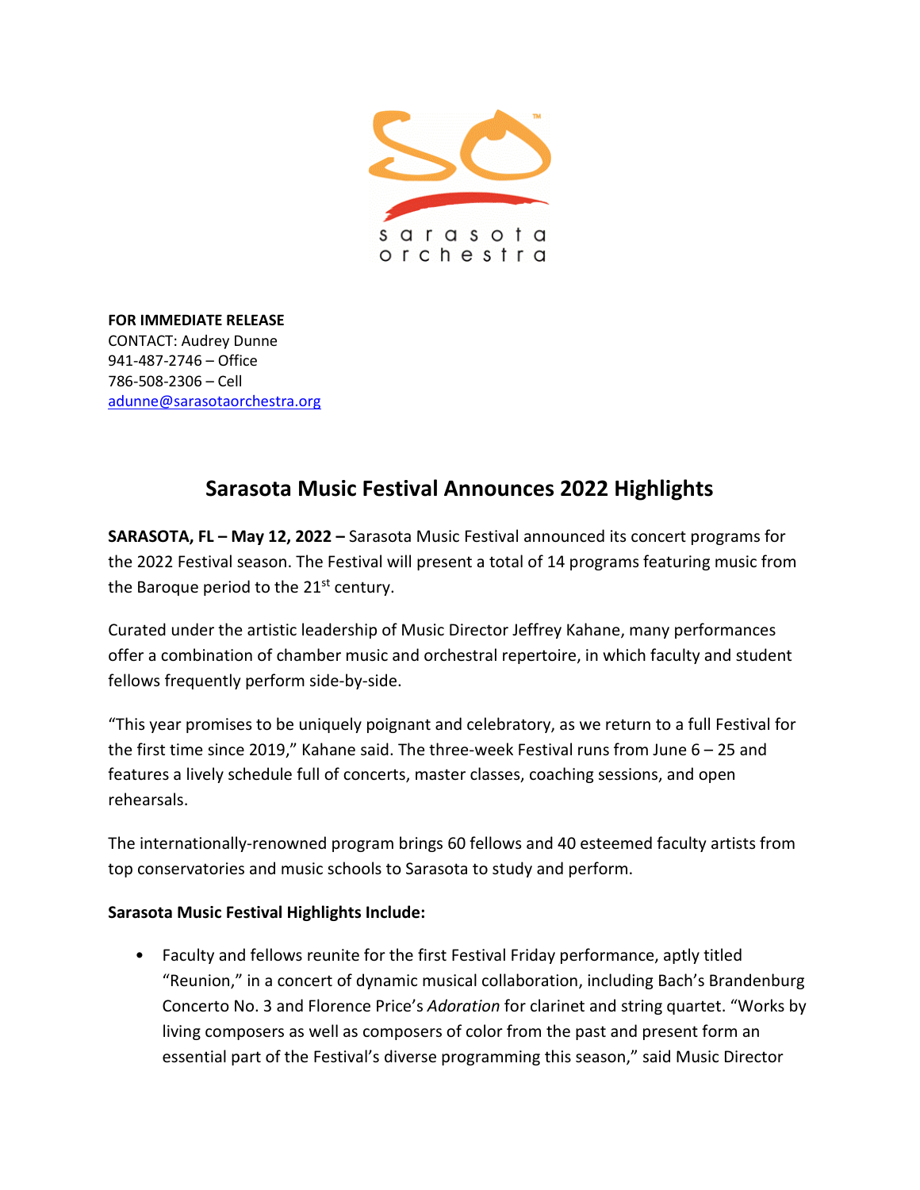sarasota orchestra

**FOR IMMEDIATE RELEASE**
CONTACT: Audrey Dunne
941-487-2746 – Office
786-508-2306 – Cell
adunne@sarasotaorchestra.org

# Sarasota Music Festival Announces 2022 Highlights

**SARASOTA, FL – May 12, 2022 –** Sarasota Music Festival announced its concert programs for the 2022 Festival season. The Festival will present a total of 14 programs featuring music from the Baroque period to the 21st century.

Curated under the artistic leadership of Music Director Jeffrey Kahane, many performances offer a combination of chamber music and orchestral repertoire, in which faculty and student fellows frequently perform side-by-side.

"This year promises to be uniquely poignant and celebratory, as we return to a full Festival for the first time since 2019," Kahane said. The three-week Festival runs from June 6 – 25 and features a lively schedule full of concerts, master classes, coaching sessions, and open rehearsals.

The internationally-renowned program brings 60 fellows and 40 esteemed faculty artists from top conservatories and music schools to Sarasota to study and perform.

**Sarasota Music Festival Highlights Include:**

- Faculty and fellows reunite for the first Festival Friday performance, aptly titled "Reunion," in a concert of dynamic musical collaboration, including Bach's Brandenburg Concerto No. 3 and Florence Price's *Adoration* for clarinet and string quartet. "Works by living composers as well as composers of color from the past and present form an essential part of the Festival's diverse programming this season," said Music Director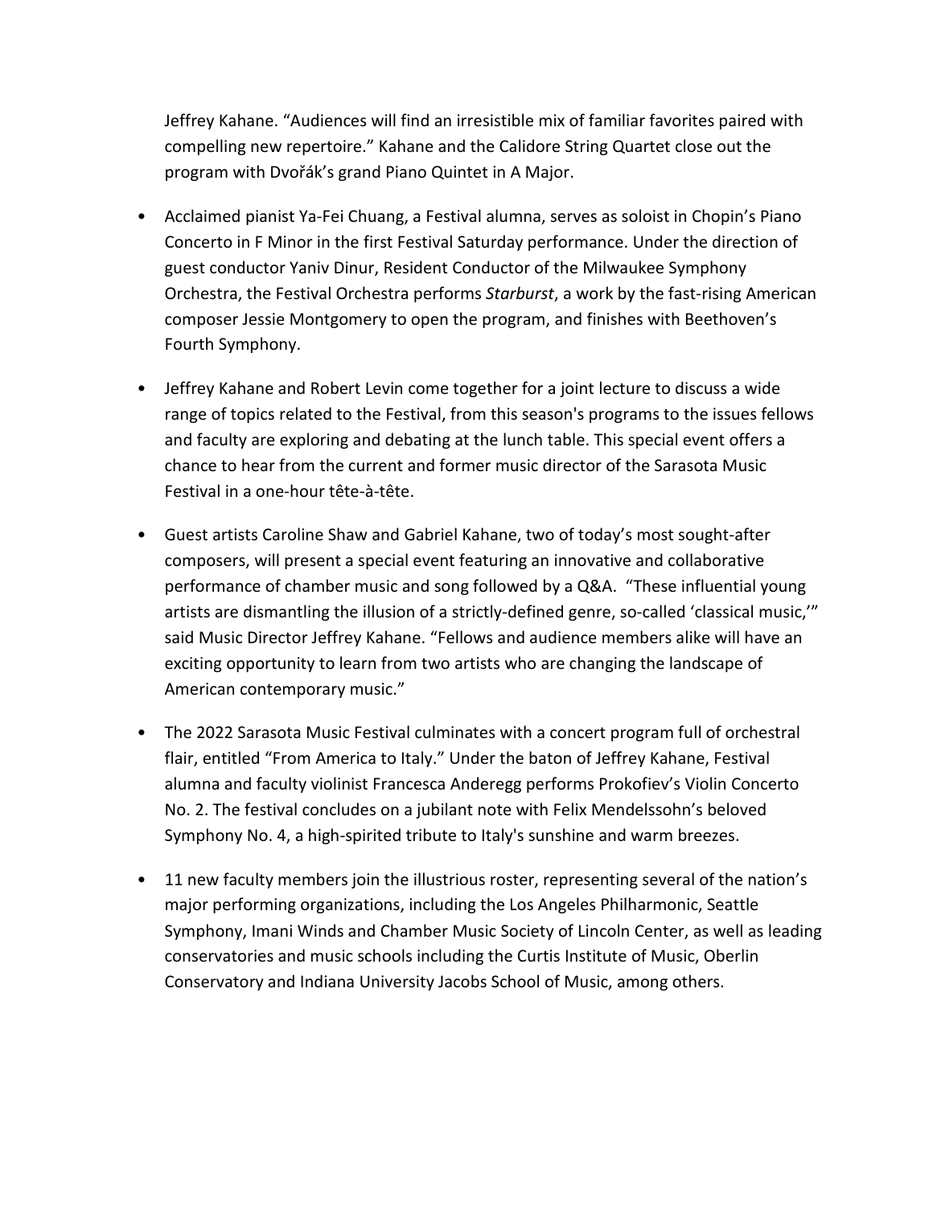Jeffrey Kahane. "Audiences will find an irresistible mix of familiar favorites paired with compelling new repertoire." Kahane and the Calidore String Quartet close out the program with Dvořák's grand Piano Quintet in A Major.

- Acclaimed pianist Ya-Fei Chuang, a Festival alumna, serves as soloist in Chopin's Piano Concerto in F Minor in the first Festival Saturday performance. Under the direction of guest conductor Yaniv Dinur, Resident Conductor of the Milwaukee Symphony Orchestra, the Festival Orchestra performs *Starburst*, a work by the fast-rising American composer Jessie Montgomery to open the program, and finishes with Beethoven's Fourth Symphony.

- Jeffrey Kahane and Robert Levin come together for a joint lecture to discuss a wide range of topics related to the Festival, from this season's programs to the issues fellows and faculty are exploring and debating at the lunch table. This special event offers a chance to hear from the current and former music director of the Sarasota Music Festival in a one-hour tête-à-tête.

- Guest artists Caroline Shaw and Gabriel Kahane, two of today's most sought-after composers, will present a special event featuring an innovative and collaborative performance of chamber music and song followed by a Q&A. "These influential young artists are dismantling the illusion of a strictly-defined genre, so-called 'classical music,'" said Music Director Jeffrey Kahane. "Fellows and audience members alike will have an exciting opportunity to learn from two artists who are changing the landscape of American contemporary music."

- The 2022 Sarasota Music Festival culminates with a concert program full of orchestral flair, entitled "From America to Italy." Under the baton of Jeffrey Kahane, Festival alumna and faculty violinist Francesca Anderegg performs Prokofiev's Violin Concerto No. 2. The festival concludes on a jubilant note with Felix Mendelssohn's beloved Symphony No. 4, a high-spirited tribute to Italy's sunshine and warm breezes.

- 11 new faculty members join the illustrious roster, representing several of the nation's major performing organizations, including the Los Angeles Philharmonic, Seattle Symphony, Imani Winds and Chamber Music Society of Lincoln Center, as well as leading conservatories and music schools including the Curtis Institute of Music, Oberlin Conservatory and Indiana University Jacobs School of Music, among others.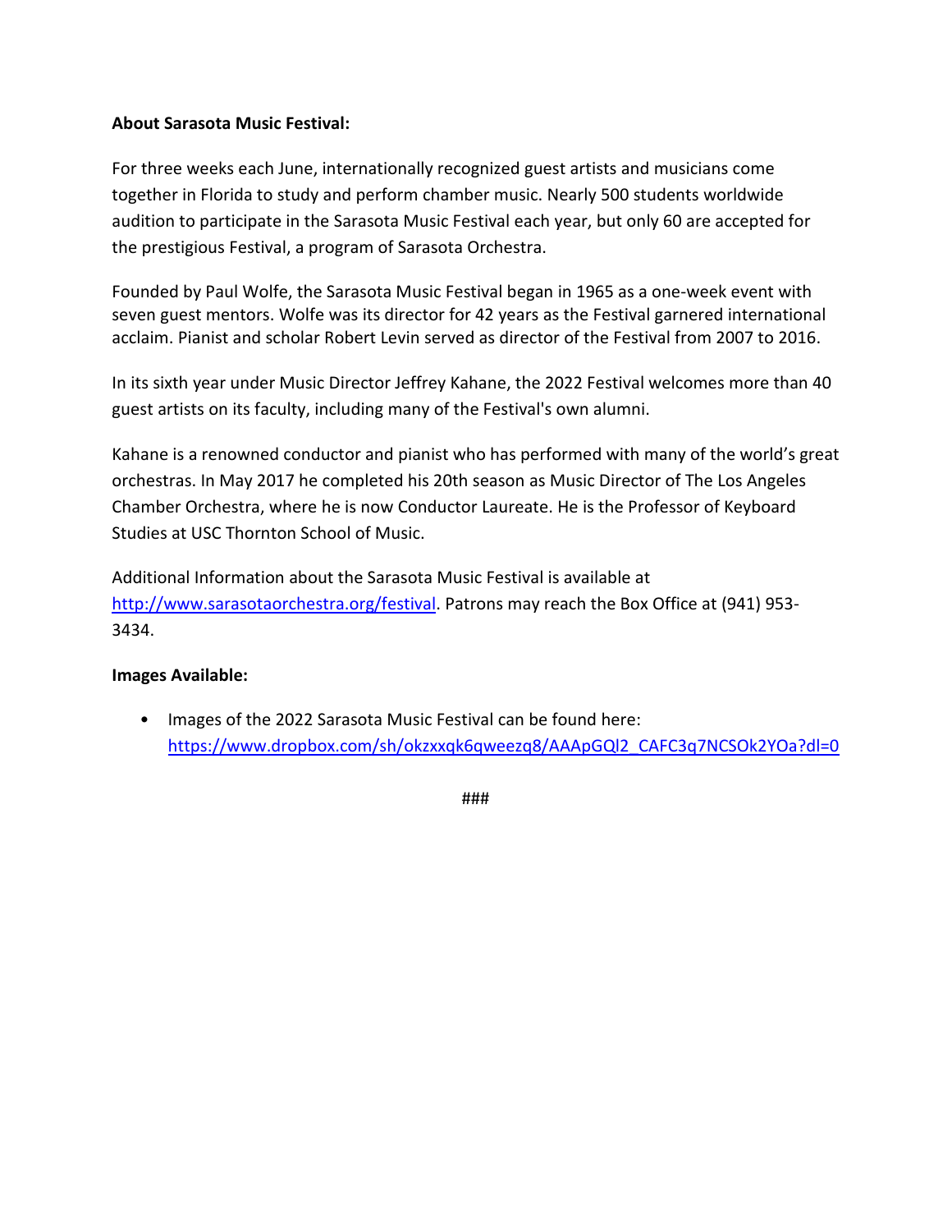**About Sarasota Music Festival:**

For three weeks each June, internationally recognized guest artists and musicians come together in Florida to study and perform chamber music. Nearly 500 students worldwide audition to participate in the Sarasota Music Festival each year, but only 60 are accepted for the prestigious Festival, a program of Sarasota Orchestra.

Founded by Paul Wolfe, the Sarasota Music Festival began in 1965 as a one-week event with seven guest mentors. Wolfe was its director for 42 years as the Festival garnered international acclaim. Pianist and scholar Robert Levin served as director of the Festival from 2007 to 2016.

In its sixth year under Music Director Jeffrey Kahane, the 2022 Festival welcomes more than 40 guest artists on its faculty, including many of the Festival's own alumni.

Kahane is a renowned conductor and pianist who has performed with many of the world's great orchestras. In May 2017 he completed his 20th season as Music Director of The Los Angeles Chamber Orchestra, where he is now Conductor Laureate. He is the Professor of Keyboard Studies at USC Thornton School of Music.

Additional Information about the Sarasota Music Festival is available at [http://www.sarasotaorchestra.org/festival](http://www.sarasotaorchestra.org/festival). Patrons may reach the Box Office at (941) 953-3434.

**Images Available:**

- Images of the 2022 Sarasota Music Festival can be found here: [https://www.dropbox.com/sh/okzxxqk6qweezq8/AAApGQl2_CAFC3q7NCSOk2YOa?dl=0](https://www.dropbox.com/sh/okzxxqk6qweezq8/AAApGQl2_CAFC3q7NCSOk2YOa?dl=0)

###